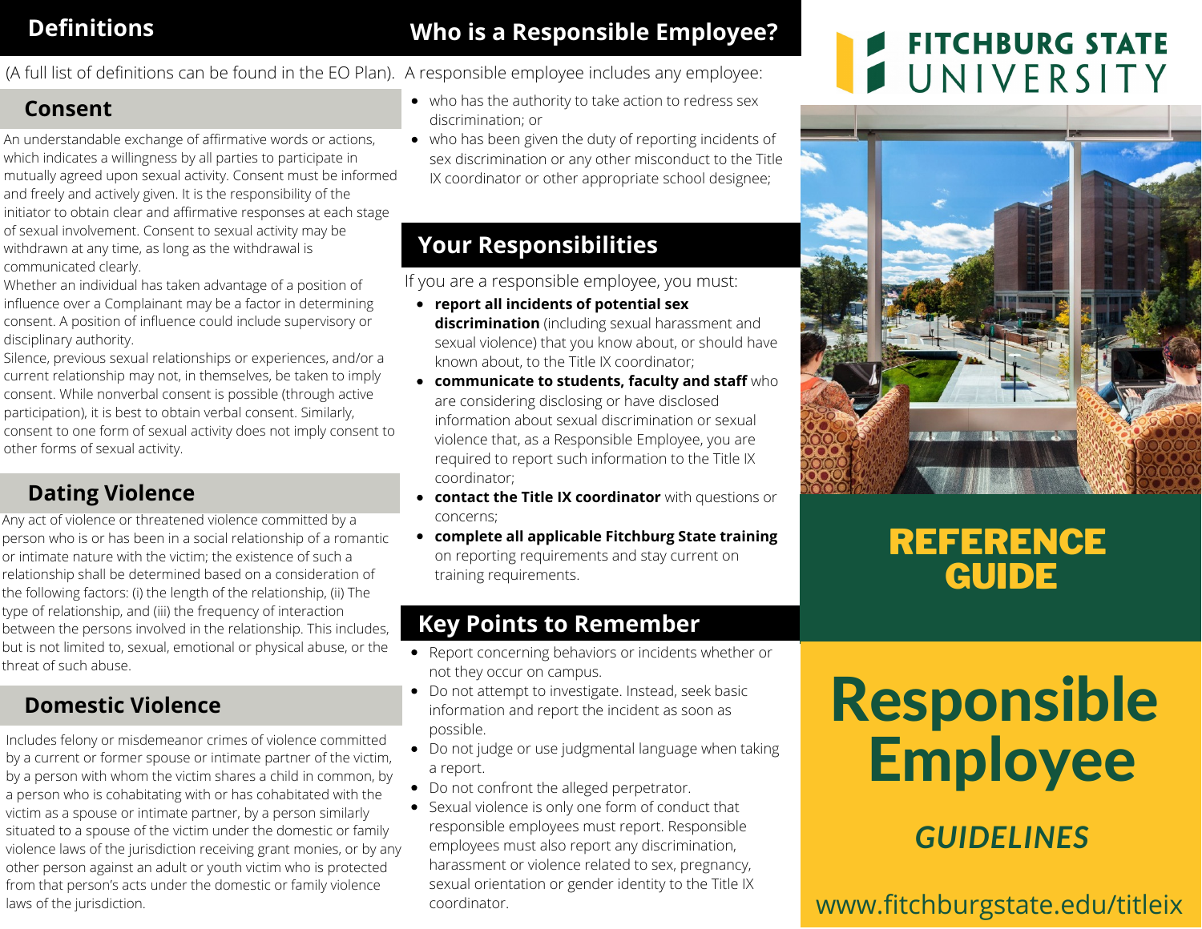## Definitions

(A full list of definitions can be found in the EO Plan).

### Consent

An understandable exchange of affirmative words or actions, which indicates a willingness by all parties to participate in mutually agreed upon sexual activity. Consent must be informed and freely and actively given. It is the responsibility of the initiator to obtain clear and affirmative responses at each stage of sexual involvement. Consent to sexual activity may be withdrawn at any time, as long as the withdrawal is communicated clearly.

Whether an individual has taken advantage of a position of influence over a Complainant may be a factor in determining consent. A position of influence could include supervisory or disciplinary authority.

Silence, previous sexual relationships or experiences, and/or a current relationship may not, in themselves, be taken to imply consent. While nonverbal consent is possible (through active participation), it is best to obtain verbal consent. Similarly, consent to one form of sexual activity does not imply consent to other forms of sexual activity.

### Dating Violence

Any act of violence or threatened violence committed by a person who is or has been in a social relationship of a romantic or intimate nature with the victim; the existence of such a relationship shall be determined based on a consideration of the following factors: (i) the length of the relationship, (ii) The type of relationship, and (iii) the frequency of interaction between the persons involved in the relationship. This includes, but is not limited to, sexual, emotional or physical abuse, or the threat of such abuse.

### Domestic Violence

Includes felony or misdemeanor crimes of violence committed by a current or former spouse or intimate partner of the victim, by a person with whom the victim shares a child in common, by a person who is cohabitating with or has cohabitated with the victim as a spouse or intimate partner, by a person similarly situated to a spouse of the victim under the domestic or family violence laws of the jurisdiction receiving grant monies, or by any other person against an adult or youth victim who is protected from that person's acts under the domestic or family violence laws of the jurisdiction.

## Who is a Responsible Employee?

A responsible employee includes any employee:

- who has the authority to take action to redress sex discrimination; or
- who has been given the duty of reporting incidents of sex discrimination or any other misconduct to the Title IX coordinator or other appropriate school designee;

## Your Responsibilities

If you are a responsible employee, you must:

- **report all incidents of potential sex discrimination** (including sexual harassment and sexual violence) that you know about, or should have known about, to the Title IX coordinator;
- **communicate to students, faculty and staff** who are considering disclosing or have disclosed information about sexual discrimination or sexual violence that, as a Responsible Employee, you are required to report such information to the Title IX coordinator;
- **contact the Title IX coordinator** with questions or concerns;
- **complete all applicable Fitchburg State training** on reporting requirements and stay current on training requirements.

## Key Points to Remember

- Report concerning behaviors or incidents whether or not they occur on campus.
- Do not attempt to investigate. Instead, seek basic information and report the incident as soon as possible.
- Do not judge or use judgmental language when taking a report.
- Do not confront the alleged perpetrator.
- Sexual violence is only one form of conduct that responsible employees must report. Responsible employees must also report any discrimination, harassment or violence related to sex, pregnancy, sexual orientation or gender identity to the Title IX coordinator.

FITCHBURG STATE UNIVERSITY

# REFERENCE GUIDE

# Responsible Employee

*GUIDELINES*

www.fitchburgstate.edu/titleix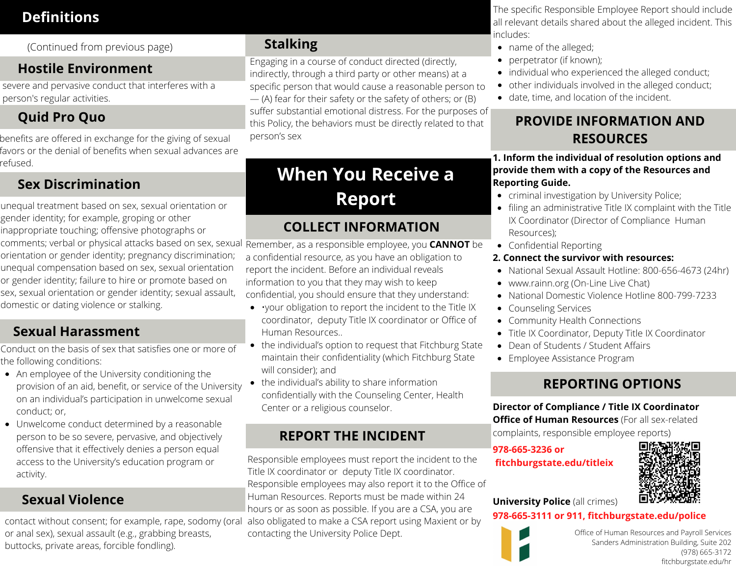# Definitions

(Continued from previous page)

## Hostile Environment

severe and pervasive conduct that interferes with a person's regular activities.

## Quid Pro Quo

benefits are offered in exchange for the giving of sexual favors or the denial of benefits when sexual advances are refused.

## Sex Discrimination

unequal treatment based on sex, sexual orientation or gender identity; for example, groping or other inappropriate touching; offensive photographs or comments; verbal or physical attacks based on sex, sexual orientation or gender identity; pregnancy discrimination; unequal compensation based on sex, sexual orientation or gender identity; failure to hire or promote based on sex, sexual orientation or gender identity; sexual assault, domestic or dating violence or stalking.

## Sexual Harassment

Conduct on the basis of sex that satisfies one or more of the following conditions:

- An employee of the University conditioning the provision of an aid, benefit, or service of the University on an individual's participation in unwelcome sexual conduct; or,
- Unwelcome conduct determined by a reasonable person to be so severe, pervasive, and objectively offensive that it effectively denies a person equal access to the University's education program or activity.

## Sexual Violence

contact without consent; for example, rape, sodomy (oral or anal sex), sexual assault (e.g., grabbing breasts, buttocks, private areas, forcible fondling).

## Stalking

Engaging in a course of conduct directed (directly, indirectly, through a third party or other means) at a specific person that would cause a reasonable person to — (A) fear for their safety or the safety of others; or (B) suffer substantial emotional distress. For the purposes of this Policy, the behaviors must be directly related to that person's sex

# When You Receive a Report

## COLLECT INFORMATION

Remember, as a responsible employee, you **CANNOT** be a confidential resource, as you have an obligation to report the incident. Before an individual reveals information to you that they may wish to keep confidential, you should ensure that they understand:

- •your obligation to report the incident to the Title IX coordinator, deputy Title IX coordinator or Office of Human Resources..
- the individual's option to request that Fitchburg State maintain their confidentiality (which Fitchburg State will consider); and
- the individual's ability to share information confidentially with the Counseling Center, Health Center or a religious counselor.

## REPORT THE INCIDENT

Responsible employees must report the incident to the Title IX coordinator or deputy Title IX coordinator. Responsible employees may also report it to the Office of Human Resources. Reports must be made within 24 hours or as soon as possible. If you are a CSA, you are also obligated to make a CSA report using Maxient or by contacting the University Police Dept.

The specific Responsible Employee Report should include all relevant details shared about the alleged incident. This includes:

- name of the alleged;
- perpetrator (if known);
- individual who experienced the alleged conduct;
- other individuals involved in the alleged conduct;
- date, time, and location of the incident.

## PROVIDE INFORMATION AND RESOURCES

**1. Inform the individual of resolution options and provide them with a copy of the Resources and Reporting Guide.**

- criminal investigation by University Police;
- filing an administrative Title IX complaint with the Title IX Coordinator (Director of Compliance Human Resources);
- Confidential Reporting

**2. Connect the survivor with resources:**

- National Sexual Assault Hotline: 800-656-4673 (24hr)
- www.rainn.org (On-Line Live Chat)
- National Domestic Violence Hotline 800-799-7233
- Counseling Services
- Community Health Connections
- Title IX Coordinator, Deputy Title IX Coordinator
- Dean of Students / Student Affairs
- Employee Assistance Program

## REPORTING OPTIONS

**Director of Compliance / Title IX Coordinator**
**Office of Human Resources** (For all sex-related complaints, responsible employee reports)

**978-665-3236 or fitchburgstate.edu/titleix**

**University Police** (all crimes)
**978-665-3111 or 911, fitchburgstate.edu/police**

Office of Human Resources and Payroll Services
Sanders Administration Building, Suite 202
(978) 665-3172
fitchburgstate.edu/hr